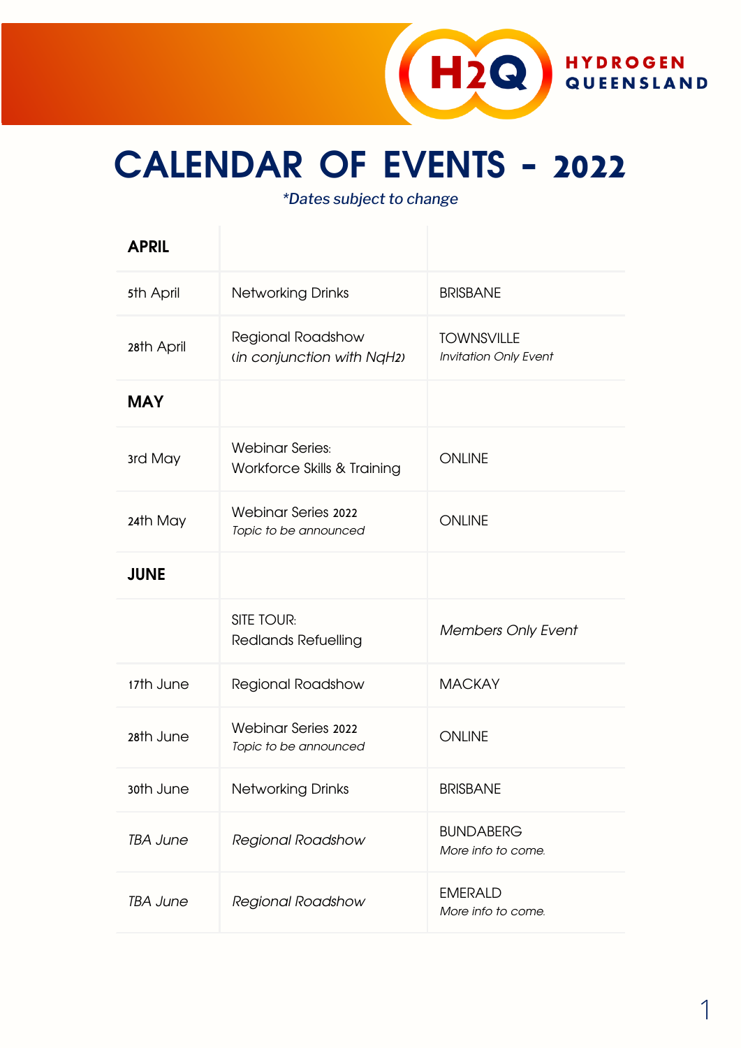HYDROGEN QUEENSLAND

# CALENDAR OF EVENTS - 2022

*\*Dates subject to change*

| **APRIL** | | |
|---|---|---|
| 5th April | Networking Drinks | BRISBANE |
| 28th April | Regional Roadshow<br>*(in conjunction with NqH2)* | TOWNSVILLE<br>*Invitation Only Event* |
| **MAY** | | |
| 3rd May | Webinar Series:<br>Workforce Skills & Training | ONLINE |
| 24th May | Webinar Series 2022<br>*Topic to be announced* | ONLINE |
| **JUNE** | | |
| | SITE TOUR:<br>Redlands Refuelling | *Members Only Event* |
| 17th June | Regional Roadshow | MACKAY |
| 28th June | Webinar Series 2022<br>*Topic to be announced* | ONLINE |
| 30th June | Networking Drinks | BRISBANE |
| *TBA June* | *Regional Roadshow* | BUNDABERG<br>*More info to come.* |
| *TBA June* | *Regional Roadshow* | EMERALD<br>*More info to come.* |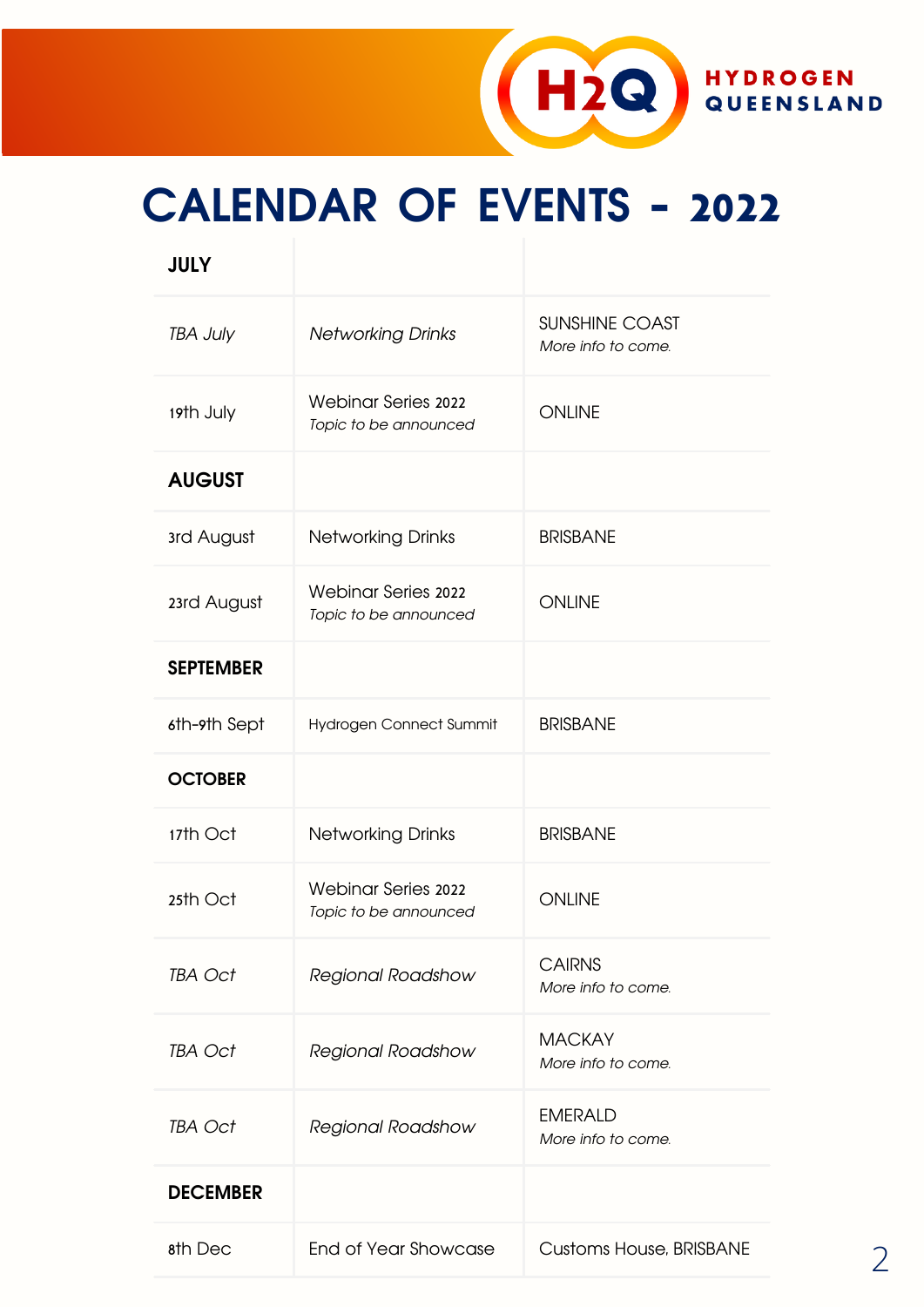HYDROGEN QUEENSLAND

# CALENDAR OF EVENTS - 2022

| **JULY** | | |
|---|---|---|
| *TBA July* | *Networking Drinks* | SUNSHINE COAST *More info to come.* |
| 19th July | Webinar Series 2022 *Topic to be announced* | ONLINE |
| **AUGUST** | | |
| 3rd August | Networking Drinks | BRISBANE |
| 23rd August | Webinar Series 2022 *Topic to be announced* | ONLINE |
| **SEPTEMBER** | | |
| 6th-9th Sept | Hydrogen Connect Summit | BRISBANE |
| **OCTOBER** | | |
| 17th Oct | Networking Drinks | BRISBANE |
| 25th Oct | Webinar Series 2022 *Topic to be announced* | ONLINE |
| *TBA Oct* | *Regional Roadshow* | CAIRNS *More info to come.* |
| *TBA Oct* | *Regional Roadshow* | MACKAY *More info to come.* |
| *TBA Oct* | *Regional Roadshow* | EMERALD *More info to come.* |
| **DECEMBER** | | |
| 8th Dec | End of Year Showcase | Customs House, BRISBANE |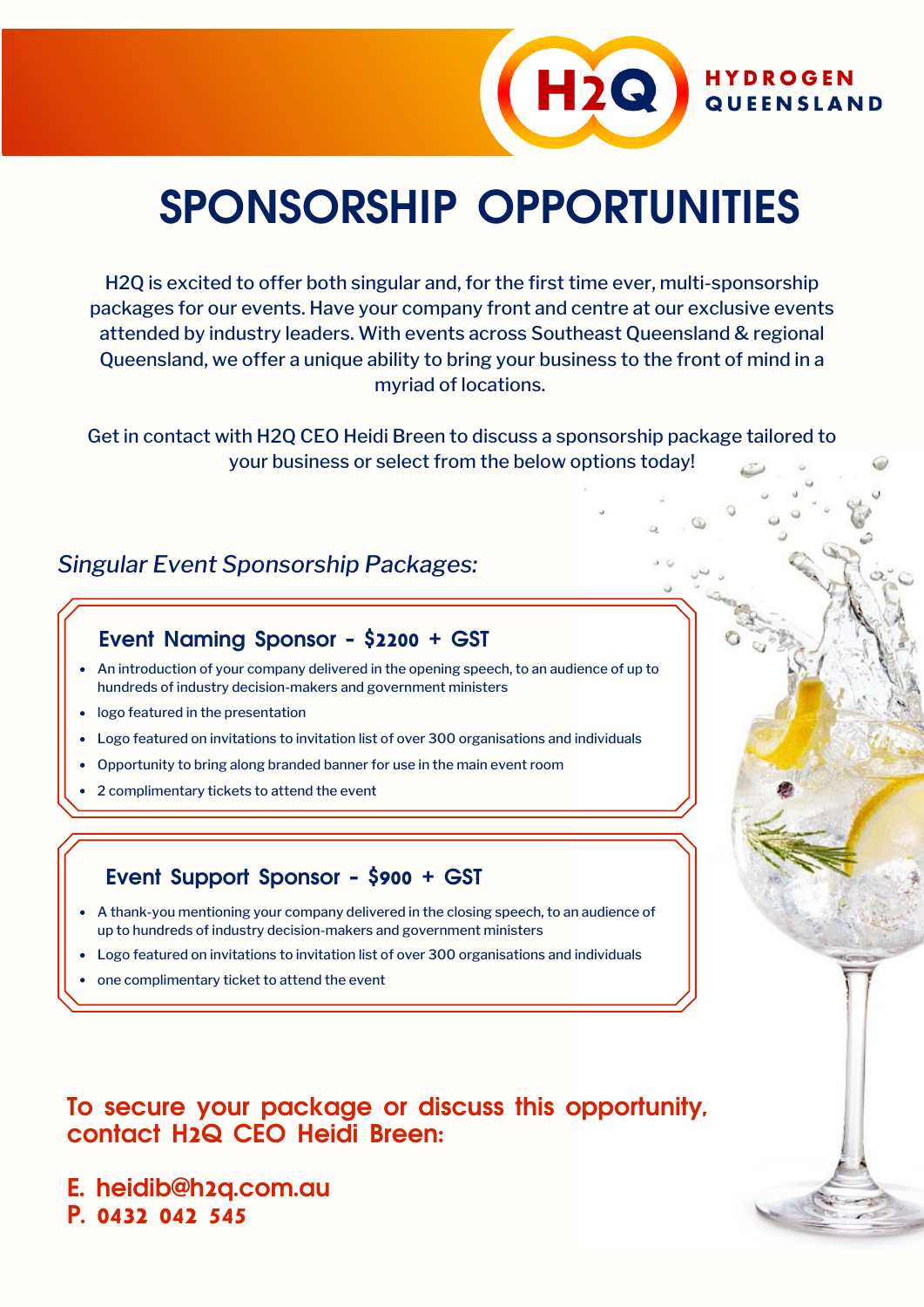HYDROGEN QUEENSLAND

# SPONSORSHIP OPPORTUNITIES

H2Q is excited to offer both singular and, for the first time ever, multi-sponsorship packages for our events. Have your company front and centre at our exclusive events attended by industry leaders. With events across Southeast Queensland & regional Queensland, we offer a unique ability to bring your business to the front of mind in a myriad of locations.

Get in contact with H2Q CEO Heidi Breen to discuss a sponsorship package tailored to your business or select from the below options today!

*Singular Event Sponsorship Packages:*

### Event Naming Sponsor - $2200 + GST

- An introduction of your company delivered in the opening speech, to an audience of up to hundreds of industry decision-makers and government ministers
- logo featured in the presentation
- Logo featured on invitations to invitation list of over 300 organisations and individuals
- Opportunity to bring along branded banner for use in the main event room
- 2 complimentary tickets to attend the event

### Event Support Sponsor - $900 + GST

- A thank-you mentioning your company delivered in the closing speech, to an audience of up to hundreds of industry decision-makers and government ministers
- Logo featured on invitations to invitation list of over 300 organisations and individuals
- one complimentary ticket to attend the event

**To secure your package or discuss this opportunity, contact H2Q CEO Heidi Breen:**

**E. heidib@h2q.com.au**
**P. 0432 042 545**